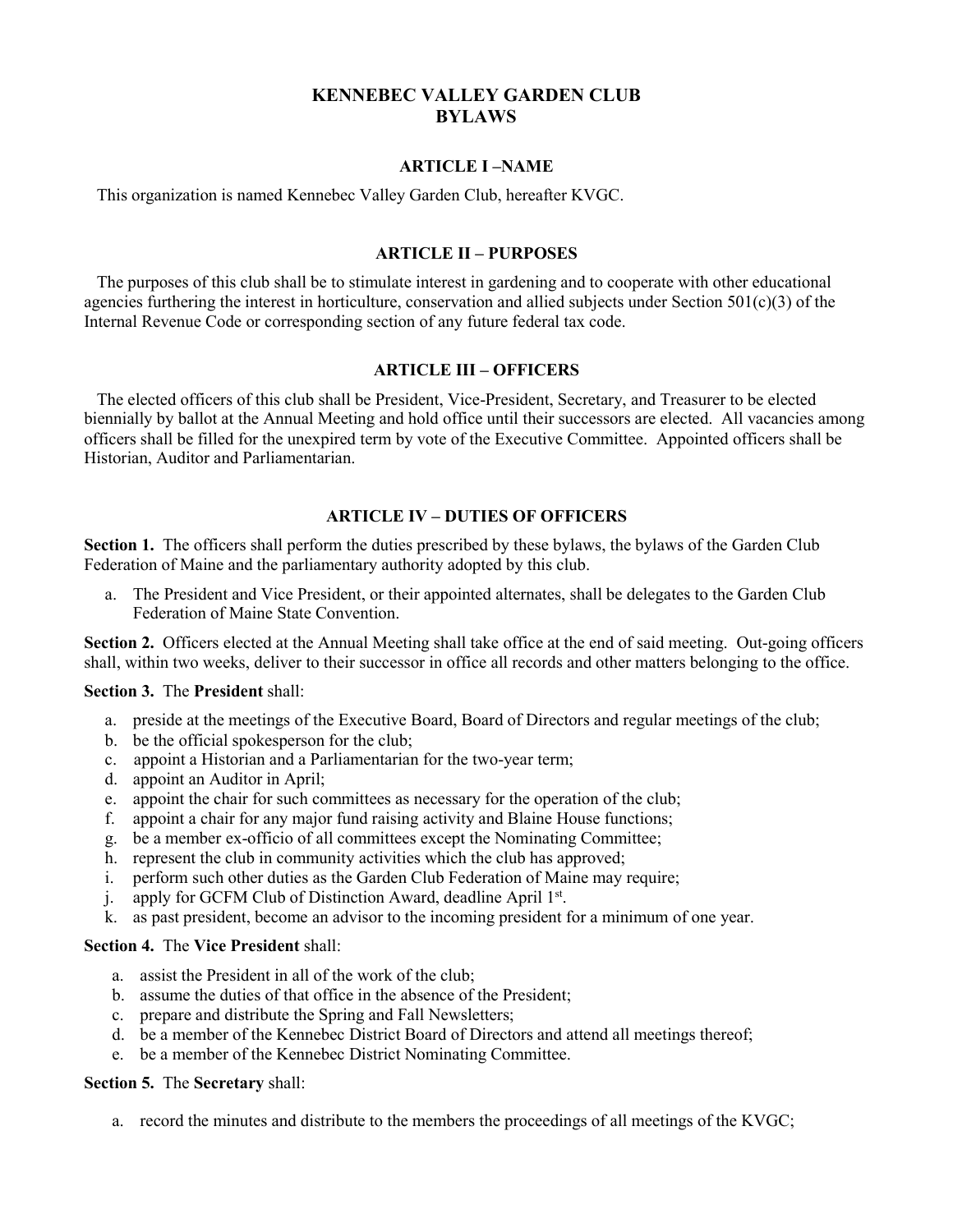# KENNEBEC VALLEY GARDEN CLUB
# BYLAWS

## ARTICLE I –NAME

This organization is named Kennebec Valley Garden Club, hereafter KVGC.

## ARTICLE II – PURPOSES

The purposes of this club shall be to stimulate interest in gardening and to cooperate with other educational agencies furthering the interest in horticulture, conservation and allied subjects under Section 501(c)(3) of the Internal Revenue Code or corresponding section of any future federal tax code.

## ARTICLE III – OFFICERS

The elected officers of this club shall be President, Vice-President, Secretary, and Treasurer to be elected biennially by ballot at the Annual Meeting and hold office until their successors are elected. All vacancies among officers shall be filled for the unexpired term by vote of the Executive Committee. Appointed officers shall be Historian, Auditor and Parliamentarian.

## ARTICLE IV – DUTIES OF OFFICERS

**Section 1.** The officers shall perform the duties prescribed by these bylaws, the bylaws of the Garden Club Federation of Maine and the parliamentary authority adopted by this club.

a. The President and Vice President, or their appointed alternates, shall be delegates to the Garden Club Federation of Maine State Convention.

**Section 2.** Officers elected at the Annual Meeting shall take office at the end of said meeting. Out-going officers shall, within two weeks, deliver to their successor in office all records and other matters belonging to the office.

**Section 3.** The **President** shall:

a. preside at the meetings of the Executive Board, Board of Directors and regular meetings of the club;
b. be the official spokesperson for the club;
c. appoint a Historian and a Parliamentarian for the two-year term;
d. appoint an Auditor in April;
e. appoint the chair for such committees as necessary for the operation of the club;
f. appoint a chair for any major fund raising activity and Blaine House functions;
g. be a member ex-officio of all committees except the Nominating Committee;
h. represent the club in community activities which the club has approved;
i. perform such other duties as the Garden Club Federation of Maine may require;
j. apply for GCFM Club of Distinction Award, deadline April 1st.
k. as past president, become an advisor to the incoming president for a minimum of one year.

**Section 4.** The **Vice President** shall:

a. assist the President in all of the work of the club;
b. assume the duties of that office in the absence of the President;
c. prepare and distribute the Spring and Fall Newsletters;
d. be a member of the Kennebec District Board of Directors and attend all meetings thereof;
e. be a member of the Kennebec District Nominating Committee.

**Section 5.** The **Secretary** shall:

a. record the minutes and distribute to the members the proceedings of all meetings of the KVGC;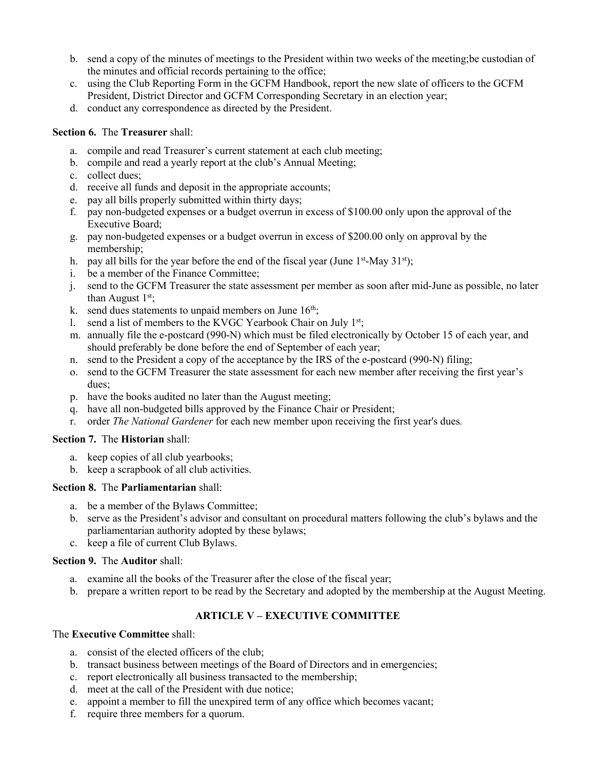b. send a copy of the minutes of meetings to the President within two weeks of the meeting;be custodian of the minutes and official records pertaining to the office;
c. using the Club Reporting Form in the GCFM Handbook, report the new slate of officers to the GCFM President, District Director and GCFM Corresponding Secretary in an election year;
d. conduct any correspondence as directed by the President.

**Section 6.** The **Treasurer** shall:

a. compile and read Treasurer's current statement at each club meeting;
b. compile and read a yearly report at the club's Annual Meeting;
c. collect dues;
d. receive all funds and deposit in the appropriate accounts;
e. pay all bills properly submitted within thirty days;
f. pay non-budgeted expenses or a budget overrun in excess of $100.00 only upon the approval of the Executive Board;
g. pay non-budgeted expenses or a budget overrun in excess of $200.00 only on approval by the membership;
h. pay all bills for the year before the end of the fiscal year (June 1st-May 31st);
i. be a member of the Finance Committee;
j. send to the GCFM Treasurer the state assessment per member as soon after mid-June as possible, no later than August 1st;
k. send dues statements to unpaid members on June 16th;
l. send a list of members to the KVGC Yearbook Chair on July 1st;
m. annually file the e-postcard (990-N) which must be filed electronically by October 15 of each year, and should preferably be done before the end of September of each year;
n. send to the President a copy of the acceptance by the IRS of the e-postcard (990-N) filing;
o. send to the GCFM Treasurer the state assessment for each new member after receiving the first year's dues;
p. have the books audited no later than the August meeting;
q. have all non-budgeted bills approved by the Finance Chair or President;
r. order *The National Gardener* for each new member upon receiving the first year's dues.

**Section 7.** The **Historian** shall:

a. keep copies of all club yearbooks;
b. keep a scrapbook of all club activities.

**Section 8.** The **Parliamentarian** shall:

a. be a member of the Bylaws Committee;
b. serve as the President's advisor and consultant on procedural matters following the club's bylaws and the parliamentarian authority adopted by these bylaws;
c. keep a file of current Club Bylaws.

**Section 9.** The **Auditor** shall:

a. examine all the books of the Treasurer after the close of the fiscal year;
b. prepare a written report to be read by the Secretary and adopted by the membership at the August Meeting.

## ARTICLE V – EXECUTIVE COMMITTEE

The **Executive Committee** shall:

a. consist of the elected officers of the club;
b. transact business between meetings of the Board of Directors and in emergencies;
c. report electronically all business transacted to the membership;
d. meet at the call of the President with due notice;
e. appoint a member to fill the unexpired term of any office which becomes vacant;
f. require three members for a quorum.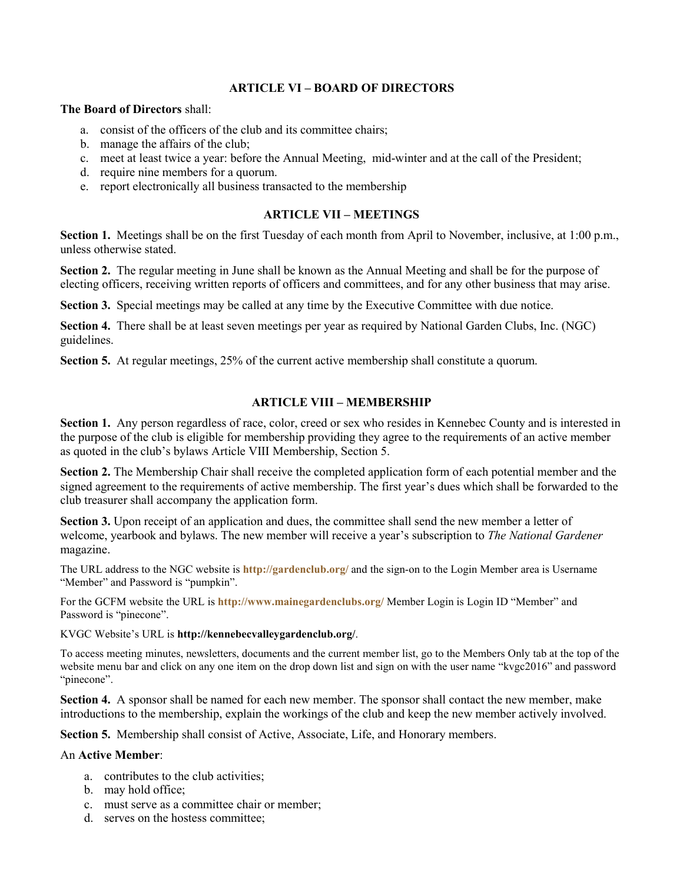## ARTICLE VI – BOARD OF DIRECTORS

**The Board of Directors** shall:

a. consist of the officers of the club and its committee chairs;
b. manage the affairs of the club;
c. meet at least twice a year: before the Annual Meeting, mid-winter and at the call of the President;
d. require nine members for a quorum.
e. report electronically all business transacted to the membership

## ARTICLE VII – MEETINGS

**Section 1.** Meetings shall be on the first Tuesday of each month from April to November, inclusive, at 1:00 p.m., unless otherwise stated.

**Section 2.** The regular meeting in June shall be known as the Annual Meeting and shall be for the purpose of electing officers, receiving written reports of officers and committees, and for any other business that may arise.

**Section 3.** Special meetings may be called at any time by the Executive Committee with due notice.

**Section 4.** There shall be at least seven meetings per year as required by National Garden Clubs, Inc. (NGC) guidelines.

**Section 5.** At regular meetings, 25% of the current active membership shall constitute a quorum.

## ARTICLE VIII – MEMBERSHIP

**Section 1.** Any person regardless of race, color, creed or sex who resides in Kennebec County and is interested in the purpose of the club is eligible for membership providing they agree to the requirements of an active member as quoted in the club's bylaws Article VIII Membership, Section 5.

**Section 2.** The Membership Chair shall receive the completed application form of each potential member and the signed agreement to the requirements of active membership. The first year's dues which shall be forwarded to the club treasurer shall accompany the application form.

**Section 3.** Upon receipt of an application and dues, the committee shall send the new member a letter of welcome, yearbook and bylaws. The new member will receive a year's subscription to *The National Gardener* magazine.

The URL address to the NGC website is **http://gardenclub.org/** and the sign-on to the Login Member area is Username "Member" and Password is "pumpkin".

For the GCFM website the URL is **http://www.mainegardenclubs.org/** Member Login is Login ID "Member" and Password is "pinecone".

KVGC Website's URL is **http://kennebecvalleygardenclub.org/**.

To access meeting minutes, newsletters, documents and the current member list, go to the Members Only tab at the top of the website menu bar and click on any one item on the drop down list and sign on with the user name "kvgc2016" and password "pinecone".

**Section 4.** A sponsor shall be named for each new member. The sponsor shall contact the new member, make introductions to the membership, explain the workings of the club and keep the new member actively involved.

**Section 5.** Membership shall consist of Active, Associate, Life, and Honorary members.

An **Active Member**:

a. contributes to the club activities;
b. may hold office;
c. must serve as a committee chair or member;
d. serves on the hostess committee;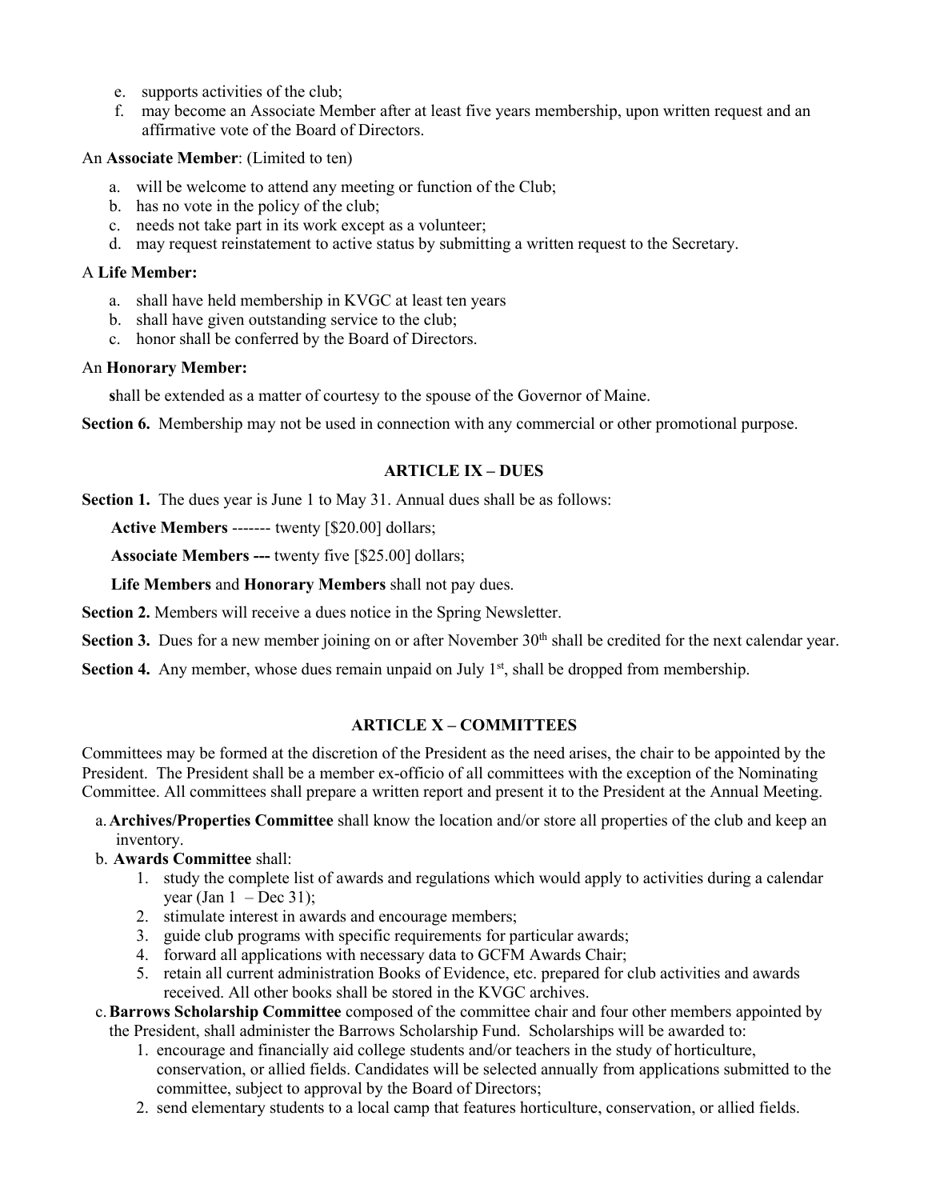e. supports activities of the club;
f. may become an Associate Member after at least five years membership, upon written request and an affirmative vote of the Board of Directors.

An **Associate Member**: (Limited to ten)

a. will be welcome to attend any meeting or function of the Club;
b. has no vote in the policy of the club;
c. needs not take part in its work except as a volunteer;
d. may request reinstatement to active status by submitting a written request to the Secretary.

A **Life Member:**

a. shall have held membership in KVGC at least ten years
b. shall have given outstanding service to the club;
c. honor shall be conferred by the Board of Directors.

An **Honorary Member:**

**s**hall be extended as a matter of courtesy to the spouse of the Governor of Maine.

**Section 6.** Membership may not be used in connection with any commercial or other promotional purpose.

## ARTICLE IX – DUES

**Section 1.** The dues year is June 1 to May 31. Annual dues shall be as follows:

**Active Members** ------- twenty [$20.00] dollars;

**Associate Members ---** twenty five [$25.00] dollars;

**Life Members** and **Honorary Members** shall not pay dues.

**Section 2.** Members will receive a dues notice in the Spring Newsletter.

**Section 3.** Dues for a new member joining on or after November 30th shall be credited for the next calendar year.

**Section 4.** Any member, whose dues remain unpaid on July 1st, shall be dropped from membership.

## ARTICLE X – COMMITTEES

Committees may be formed at the discretion of the President as the need arises, the chair to be appointed by the President. The President shall be a member ex-officio of all committees with the exception of the Nominating Committee. All committees shall prepare a written report and present it to the President at the Annual Meeting.

a. **Archives/Properties Committee** shall know the location and/or store all properties of the club and keep an inventory.

b. **Awards Committee** shall:
   1. study the complete list of awards and regulations which would apply to activities during a calendar year (Jan 1 – Dec 31);
   2. stimulate interest in awards and encourage members;
   3. guide club programs with specific requirements for particular awards;
   4. forward all applications with necessary data to GCFM Awards Chair;
   5. retain all current administration Books of Evidence, etc. prepared for club activities and awards received. All other books shall be stored in the KVGC archives.

c. **Barrows Scholarship Committee** composed of the committee chair and four other members appointed by the President, shall administer the Barrows Scholarship Fund. Scholarships will be awarded to:
   1. encourage and financially aid college students and/or teachers in the study of horticulture, conservation, or allied fields. Candidates will be selected annually from applications submitted to the committee, subject to approval by the Board of Directors;
   2. send elementary students to a local camp that features horticulture, conservation, or allied fields.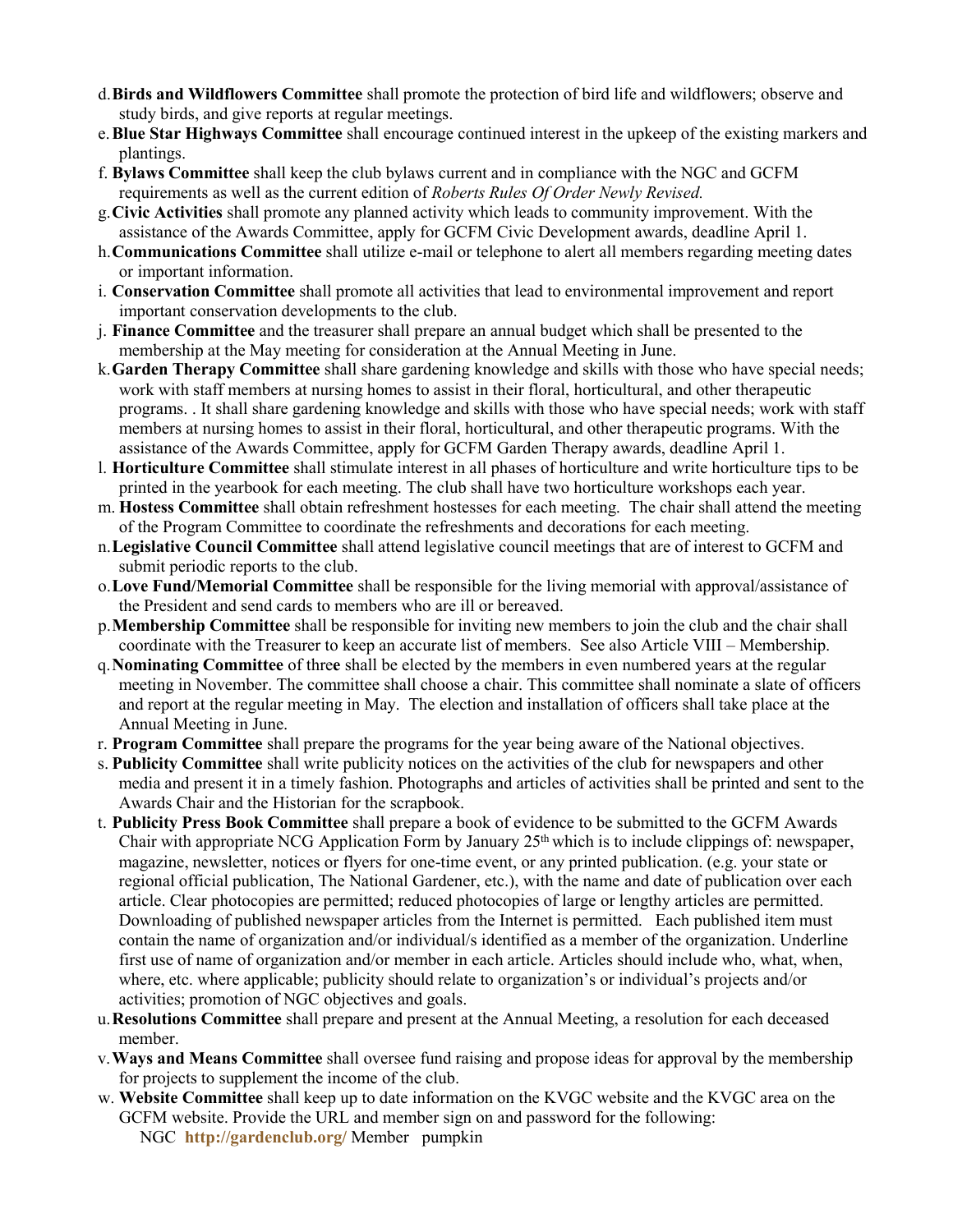d. **Birds and Wildflowers Committee** shall promote the protection of bird life and wildflowers; observe and study birds, and give reports at regular meetings.

e. **Blue Star Highways Committee** shall encourage continued interest in the upkeep of the existing markers and plantings.

f. **Bylaws Committee** shall keep the club bylaws current and in compliance with the NGC and GCFM requirements as well as the current edition of *Roberts Rules Of Order Newly Revised.*

g. **Civic Activities** shall promote any planned activity which leads to community improvement. With the assistance of the Awards Committee, apply for GCFM Civic Development awards, deadline April 1.

h. **Communications Committee** shall utilize e-mail or telephone to alert all members regarding meeting dates or important information.

i. **Conservation Committee** shall promote all activities that lead to environmental improvement and report important conservation developments to the club.

j. **Finance Committee** and the treasurer shall prepare an annual budget which shall be presented to the membership at the May meeting for consideration at the Annual Meeting in June.

k. **Garden Therapy Committee** shall share gardening knowledge and skills with those who have special needs; work with staff members at nursing homes to assist in their floral, horticultural, and other therapeutic programs. . It shall share gardening knowledge and skills with those who have special needs; work with staff members at nursing homes to assist in their floral, horticultural, and other therapeutic programs. With the assistance of the Awards Committee, apply for GCFM Garden Therapy awards, deadline April 1.

l. **Horticulture Committee** shall stimulate interest in all phases of horticulture and write horticulture tips to be printed in the yearbook for each meeting. The club shall have two horticulture workshops each year.

m. **Hostess Committee** shall obtain refreshment hostesses for each meeting. The chair shall attend the meeting of the Program Committee to coordinate the refreshments and decorations for each meeting.

n. **Legislative Council Committee** shall attend legislative council meetings that are of interest to GCFM and submit periodic reports to the club.

o. **Love Fund/Memorial Committee** shall be responsible for the living memorial with approval/assistance of the President and send cards to members who are ill or bereaved.

p. **Membership Committee** shall be responsible for inviting new members to join the club and the chair shall coordinate with the Treasurer to keep an accurate list of members. See also Article VIII – Membership.

q. **Nominating Committee** of three shall be elected by the members in even numbered years at the regular meeting in November. The committee shall choose a chair. This committee shall nominate a slate of officers and report at the regular meeting in May. The election and installation of officers shall take place at the Annual Meeting in June.

r. **Program Committee** shall prepare the programs for the year being aware of the National objectives.

s. **Publicity Committee** shall write publicity notices on the activities of the club for newspapers and other media and present it in a timely fashion. Photographs and articles of activities shall be printed and sent to the Awards Chair and the Historian for the scrapbook.

t. **Publicity Press Book Committee** shall prepare a book of evidence to be submitted to the GCFM Awards Chair with appropriate NCG Application Form by January 25th which is to include clippings of: newspaper, magazine, newsletter, notices or flyers for one-time event, or any printed publication. (e.g. your state or regional official publication, The National Gardener, etc.), with the name and date of publication over each article. Clear photocopies are permitted; reduced photocopies of large or lengthy articles are permitted. Downloading of published newspaper articles from the Internet is permitted. Each published item must contain the name of organization and/or individual/s identified as a member of the organization. Underline first use of name of organization and/or member in each article. Articles should include who, what, when, where, etc. where applicable; publicity should relate to organization's or individual's projects and/or activities; promotion of NGC objectives and goals.

u. **Resolutions Committee** shall prepare and present at the Annual Meeting, a resolution for each deceased member.

v. **Ways and Means Committee** shall oversee fund raising and propose ideas for approval by the membership for projects to supplement the income of the club.

w. **Website Committee** shall keep up to date information on the KVGC website and the KVGC area on the GCFM website. Provide the URL and member sign on and password for the following:

NGC **http://gardenclub.org/** Member pumpkin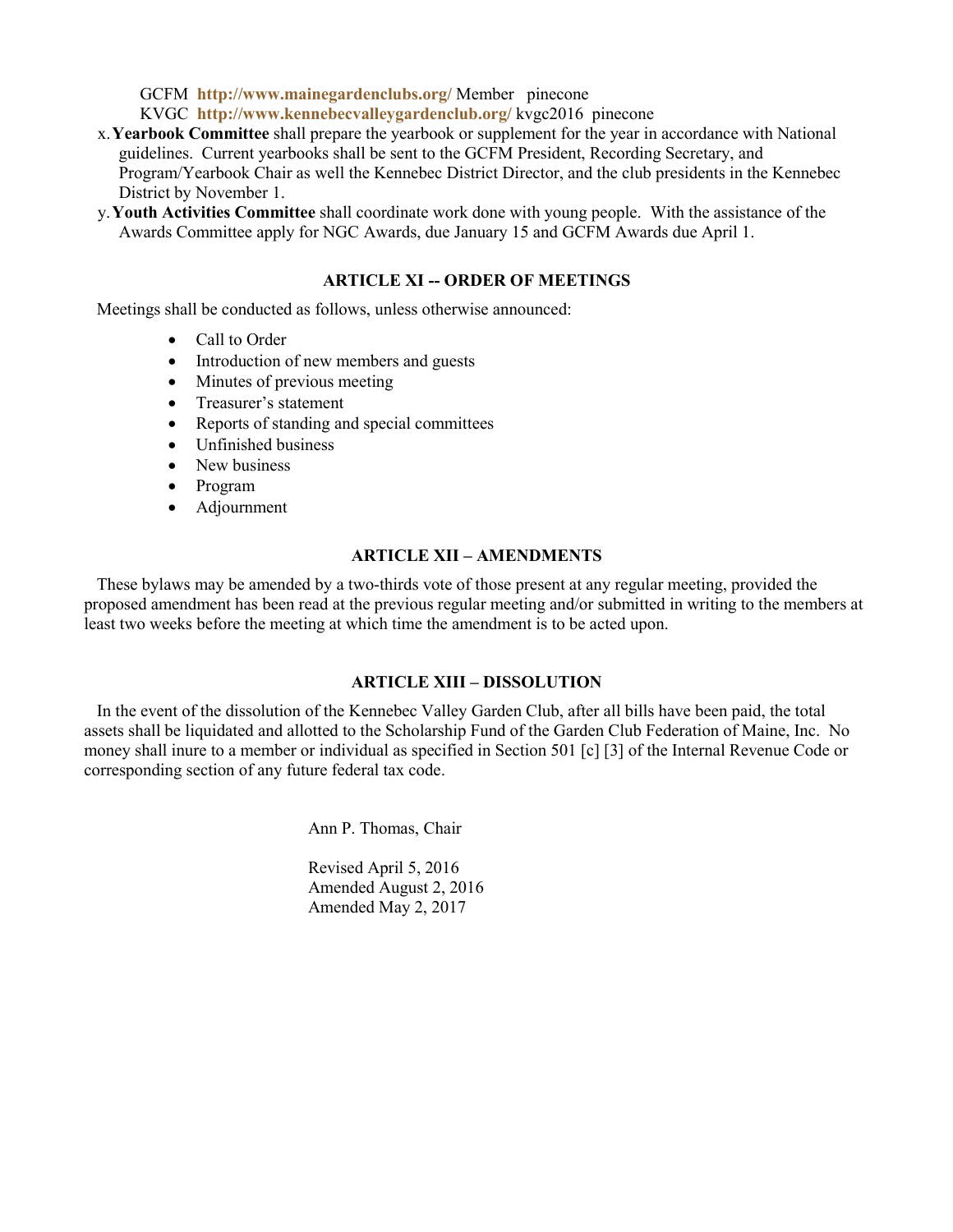GCFM **http://www.mainegardenclubs.org/** Member pinecone
KVGC **http://www.kennebecvalleygardenclub.org/** kvgc2016 pinecone

x. **Yearbook Committee** shall prepare the yearbook or supplement for the year in accordance with National guidelines. Current yearbooks shall be sent to the GCFM President, Recording Secretary, and Program/Yearbook Chair as well the Kennebec District Director, and the club presidents in the Kennebec District by November 1.

y. **Youth Activities Committee** shall coordinate work done with young people. With the assistance of the Awards Committee apply for NGC Awards, due January 15 and GCFM Awards due April 1.

## ARTICLE XI -- ORDER OF MEETINGS

Meetings shall be conducted as follows, unless otherwise announced:

- Call to Order
- Introduction of new members and guests
- Minutes of previous meeting
- Treasurer's statement
- Reports of standing and special committees
- Unfinished business
- New business
- Program
- Adjournment

## ARTICLE XII – AMENDMENTS

These bylaws may be amended by a two-thirds vote of those present at any regular meeting, provided the proposed amendment has been read at the previous regular meeting and/or submitted in writing to the members at least two weeks before the meeting at which time the amendment is to be acted upon.

## ARTICLE XIII – DISSOLUTION

In the event of the dissolution of the Kennebec Valley Garden Club, after all bills have been paid, the total assets shall be liquidated and allotted to the Scholarship Fund of the Garden Club Federation of Maine, Inc. No money shall inure to a member or individual as specified in Section 501 [c] [3] of the Internal Revenue Code or corresponding section of any future federal tax code.

Ann P. Thomas, Chair

Revised April 5, 2016
Amended August 2, 2016
Amended May 2, 2017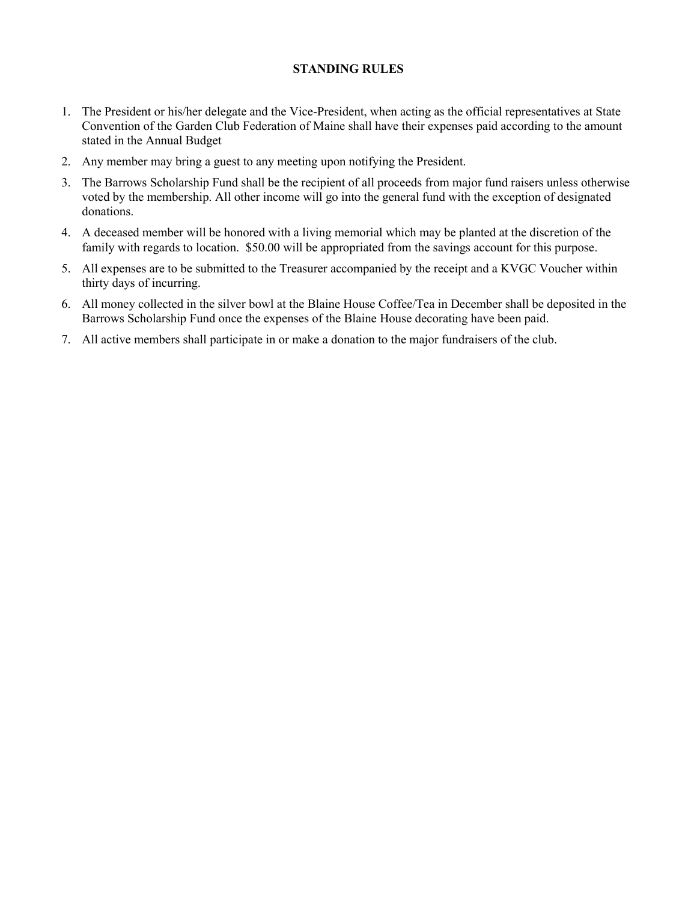**STANDING RULES**

1. The President or his/her delegate and the Vice-President, when acting as the official representatives at State Convention of the Garden Club Federation of Maine shall have their expenses paid according to the amount stated in the Annual Budget
2. Any member may bring a guest to any meeting upon notifying the President.
3. The Barrows Scholarship Fund shall be the recipient of all proceeds from major fund raisers unless otherwise voted by the membership. All other income will go into the general fund with the exception of designated donations.
4. A deceased member will be honored with a living memorial which may be planted at the discretion of the family with regards to location. $50.00 will be appropriated from the savings account for this purpose.
5. All expenses are to be submitted to the Treasurer accompanied by the receipt and a KVGC Voucher within thirty days of incurring.
6. All money collected in the silver bowl at the Blaine House Coffee/Tea in December shall be deposited in the Barrows Scholarship Fund once the expenses of the Blaine House decorating have been paid.
7. All active members shall participate in or make a donation to the major fundraisers of the club.